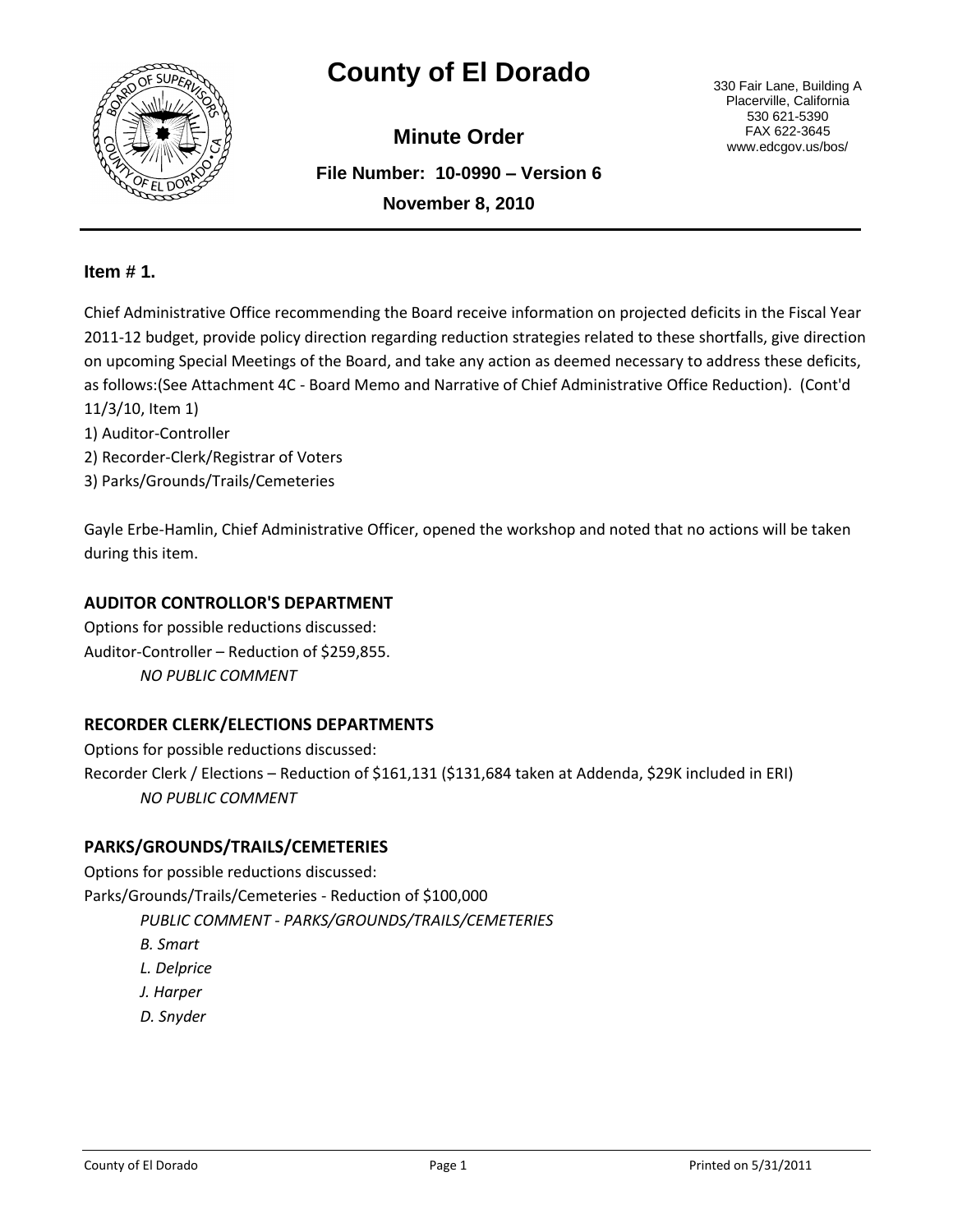# County of El Dorado

330 Fair Lane, Building A
Placerville, California
530 621-5390
FAX 622-3645
www.edcgov.us/bos/

## Minute Order

**File Number: 10-0990 – Version 6**

**November 8, 2010**

### Item # 1.

Chief Administrative Office recommending the Board receive information on projected deficits in the Fiscal Year 2011-12 budget, provide policy direction regarding reduction strategies related to these shortfalls, give direction on upcoming Special Meetings of the Board, and take any action as deemed necessary to address these deficits, as follows:(See Attachment 4C - Board Memo and Narrative of Chief Administrative Office Reduction). (Cont'd 11/3/10, Item 1)

1) Auditor-Controller
2) Recorder-Clerk/Registrar of Voters
3) Parks/Grounds/Trails/Cemeteries

Gayle Erbe-Hamlin, Chief Administrative Officer, opened the workshop and noted that no actions will be taken during this item.

**AUDITOR CONTROLLOR'S DEPARTMENT**

Options for possible reductions discussed:
Auditor-Controller – Reduction of $259,855.

*NO PUBLIC COMMENT*

**RECORDER CLERK/ELECTIONS DEPARTMENTS**

Options for possible reductions discussed:
Recorder Clerk / Elections – Reduction of $161,131 ($131,684 taken at Addenda, $29K included in ERI)

*NO PUBLIC COMMENT*

**PARKS/GROUNDS/TRAILS/CEMETERIES**

Options for possible reductions discussed:
Parks/Grounds/Trails/Cemeteries - Reduction of $100,000

*PUBLIC COMMENT - PARKS/GROUNDS/TRAILS/CEMETERIES*

*B. Smart*

*L. Delprice*

*J. Harper*

*D. Snyder*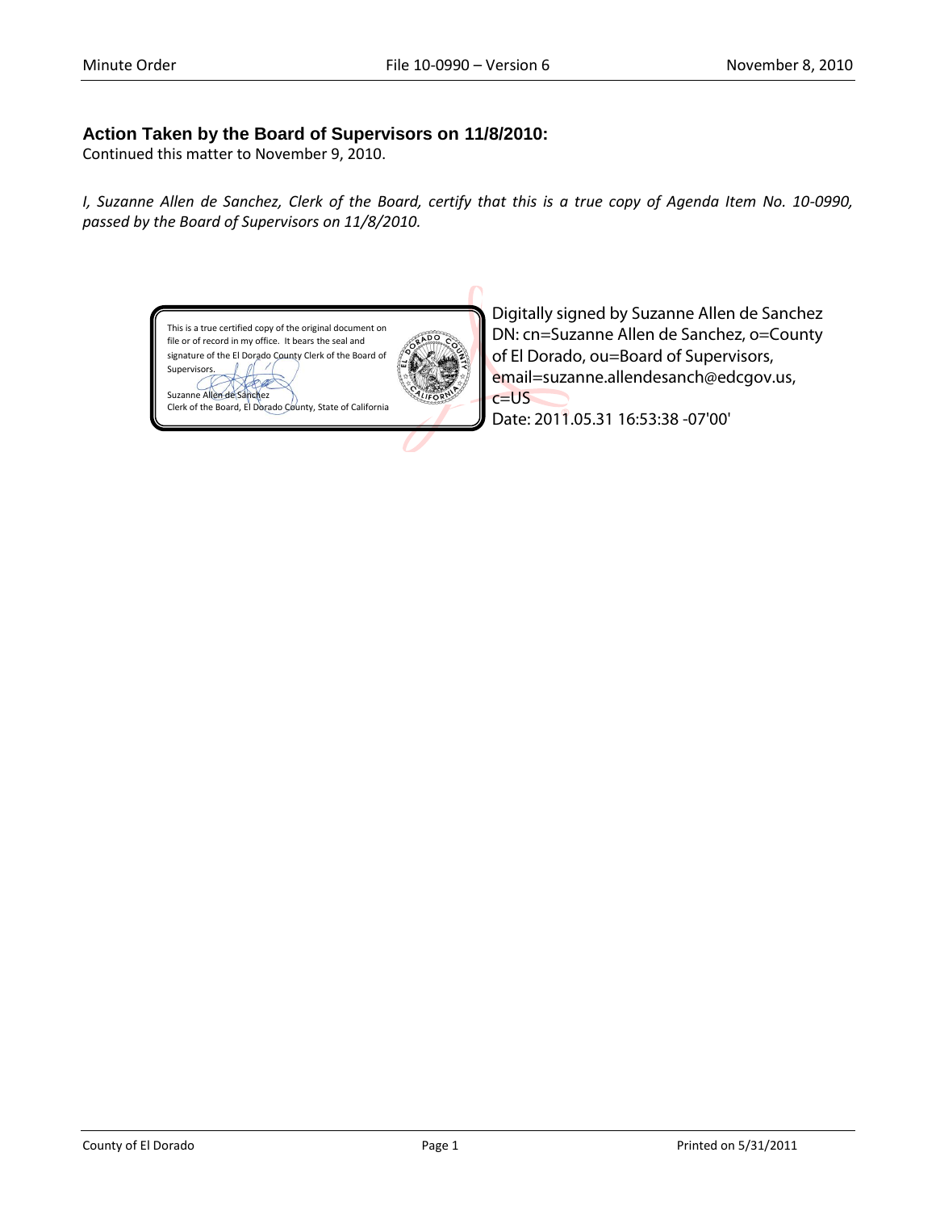### Action Taken by the Board of Supervisors on 11/8/2010:

Continued this matter to November 9, 2010.

*I, Suzanne Allen de Sanchez, Clerk of the Board, certify that this is a true copy of Agenda Item No. 10-0990, passed by the Board of Supervisors on 11/8/2010.*

This is a true certified copy of the original document on file or of record in my office. It bears the seal and signature of the El Dorado County Clerk of the Board of Supervisors.

Suzanne Allen de Sanchez
Clerk of the Board, El Dorado County, State of California

Digitally signed by Suzanne Allen de Sanchez
DN: cn=Suzanne Allen de Sanchez, o=County of El Dorado, ou=Board of Supervisors, email=suzanne.allendesanch@edcgov.us, c=US
Date: 2011.05.31 16:53:38 -07'00'